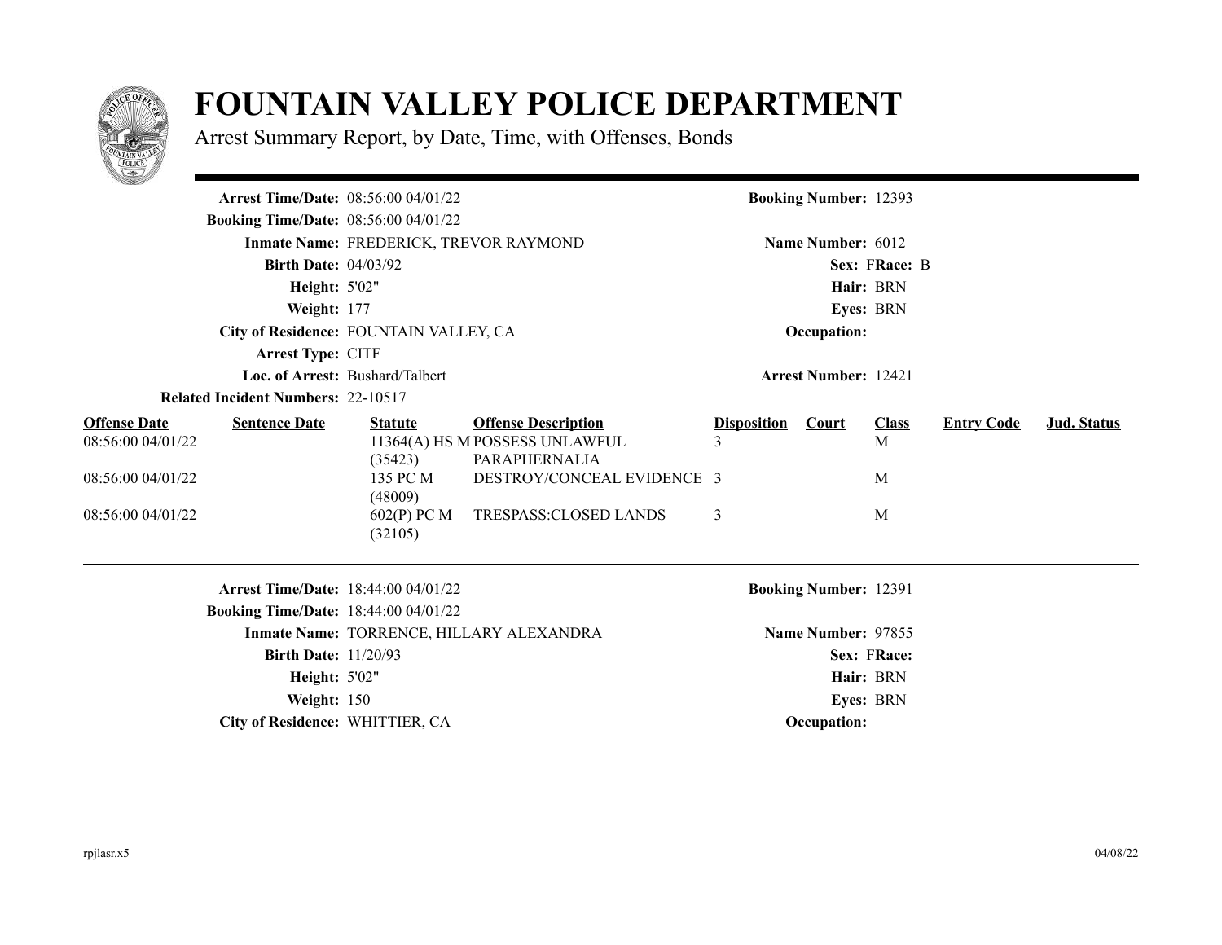# FOUNTAIN VALLEY POLICE DEPARTMENT

Arrest Summary Report, by Date, Time, with Offenses, Bonds

---

**Arrest Time/Date:** 08:56:00 04/01/22 **Booking Number:** 12393
**Booking Time/Date:** 08:56:00 04/01/22
**Inmate Name:** FREDERICK, TREVOR RAYMOND **Name Number:** 6012
**Birth Date:** 04/03/92 **Sex:** F **Race:** B
**Height:** 5'02" **Hair:** BRN
**Weight:** 177 **Eyes:** BRN
**City of Residence:** FOUNTAIN VALLEY, CA **Occupation:**
**Arrest Type:** CITF
**Loc. of Arrest:** Bushard/Talbert **Arrest Number:** 12421
**Related Incident Numbers:** 22-10517

| Offense Date | Sentence Date | Statute | Offense Description | Disposition | Court | Class | Entry Code | Jud. Status |
|---|---|---|---|---|---|---|---|---|
| 08:56:00 04/01/22 | | 11364(A) HS M (35423) | POSSESS UNLAWFUL PARAPHERNALIA | 3 | | M | | |
| 08:56:00 04/01/22 | | 135 PC M (48009) | DESTROY/CONCEAL EVIDENCE | 3 | | M | | |
| 08:56:00 04/01/22 | | 602(P) PC M (32105) | TRESPASS:CLOSED LANDS | 3 | | M | | |

---

**Arrest Time/Date:** 18:44:00 04/01/22 **Booking Number:** 12391
**Booking Time/Date:** 18:44:00 04/01/22
**Inmate Name:** TORRENCE, HILLARY ALEXANDRA **Name Number:** 97855
**Birth Date:** 11/20/93 **Sex:** F **Race:**
**Height:** 5'02" **Hair:** BRN
**Weight:** 150 **Eyes:** BRN
**City of Residence:** WHITTIER, CA **Occupation:**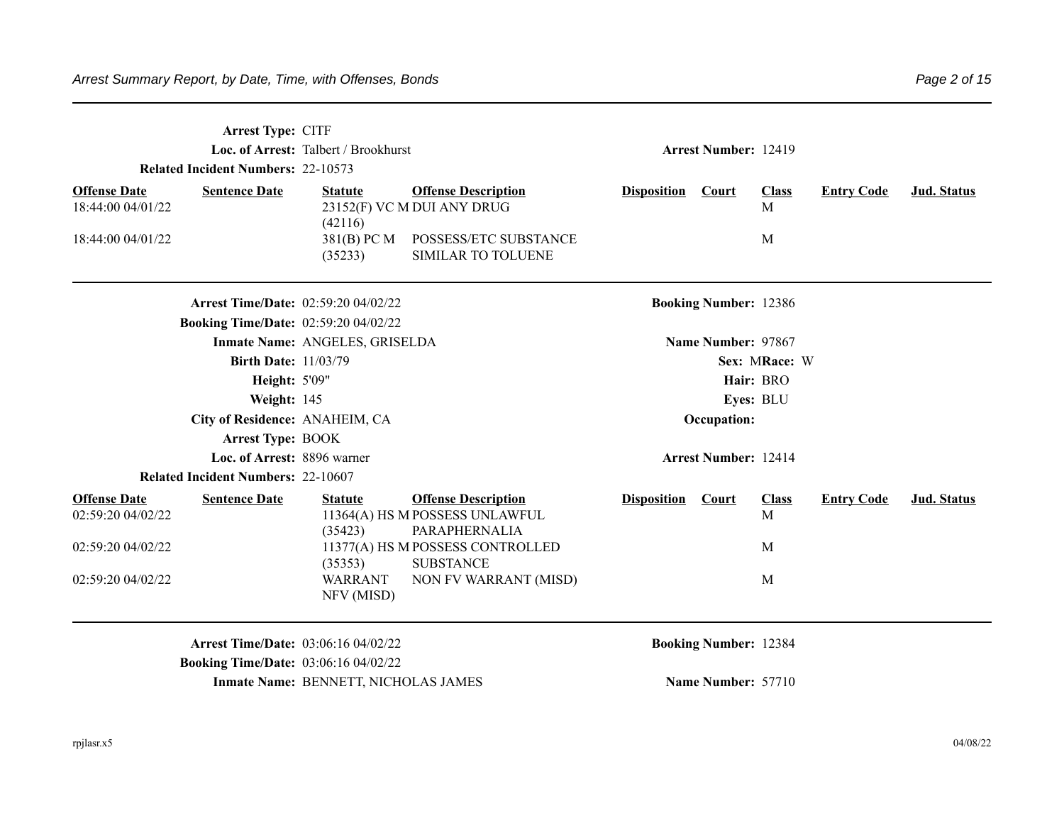**Arrest Type:** CITF

**Loc. of Arrest:** Talbert / Brookhurst — **Arrest Number:** 12419

**Related Incident Numbers:** 22-10573

| Offense Date | Sentence Date | Statute | Offense Description | Disposition | Court | Class | Entry Code | Jud. Status |
|---|---|---|---|---|---|---|---|---|
| 18:44:00 04/01/22 | | 23152(F) VC M (42116) | DUI ANY DRUG | | | M | | |
| 18:44:00 04/01/22 | | 381(B) PC M (35233) | POSSESS/ETC SUBSTANCE SIMILAR TO TOLUENE | | | M | | |

---

**Arrest Time/Date:** 02:59:20 04/02/22 — **Booking Number:** 12386

**Booking Time/Date:** 02:59:20 04/02/22

**Inmate Name:** ANGELES, GRISELDA — **Name Number:** 97867

**Birth Date:** 11/03/79 — **Sex:** M **Race:** W

**Height:** 5'09" — **Hair:** BRO

**Weight:** 145 — **Eyes:** BLU

**City of Residence:** ANAHEIM, CA — **Occupation:**

**Arrest Type:** BOOK

**Loc. of Arrest:** 8896 warner — **Arrest Number:** 12414

**Related Incident Numbers:** 22-10607

| Offense Date | Sentence Date | Statute | Offense Description | Disposition | Court | Class | Entry Code | Jud. Status |
|---|---|---|---|---|---|---|---|---|
| 02:59:20 04/02/22 | | 11364(A) HS M (35423) | POSSESS UNLAWFUL PARAPHERNALIA | | | M | | |
| 02:59:20 04/02/22 | | 11377(A) HS M (35353) | POSSESS CONTROLLED SUBSTANCE | | | M | | |
| 02:59:20 04/02/22 | | WARRANT NFV (MISD) | NON FV WARRANT (MISD) | | | M | | |

---

**Arrest Time/Date:** 03:06:16 04/02/22 — **Booking Number:** 12384

**Booking Time/Date:** 03:06:16 04/02/22

**Inmate Name:** BENNETT, NICHOLAS JAMES — **Name Number:** 57710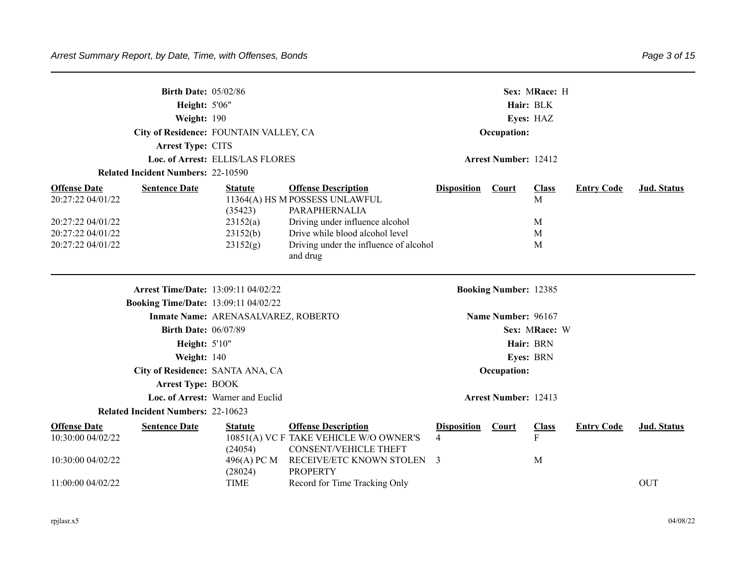**Birth Date:** 05/02/86 **Sex:** M **Race:** H
**Height:** 5'06" **Hair:** BLK
**Weight:** 190 **Eyes:** HAZ
**City of Residence:** FOUNTAIN VALLEY, CA **Occupation:**
**Arrest Type:** CITS
**Loc. of Arrest:** ELLIS/LAS FLORES **Arrest Number:** 12412
**Related Incident Numbers:** 22-10590

| Offense Date | Sentence Date | Statute | Offense Description | Disposition | Court | Class | Entry Code | Jud. Status |
|---|---|---|---|---|---|---|---|---|
| 20:27:22 04/01/22 | | 11364(A) HS M (35423) | POSSESS UNLAWFUL PARAPHERNALIA | | | M | | |
| 20:27:22 04/01/22 | | 23152(a) | Driving under influence alcohol | | | M | | |
| 20:27:22 04/01/22 | | 23152(b) | Drive while blood alcohol level | | | M | | |
| 20:27:22 04/01/22 | | 23152(g) | Driving under the influence of alcohol and drug | | | M | | |

---

**Arrest Time/Date:** 13:09:11 04/02/22 **Booking Number:** 12385
**Booking Time/Date:** 13:09:11 04/02/22
**Inmate Name:** ARENASALVAREZ, ROBERTO **Name Number:** 96167
**Birth Date:** 06/07/89 **Sex:** M **Race:** W
**Height:** 5'10" **Hair:** BRN
**Weight:** 140 **Eyes:** BRN
**City of Residence:** SANTA ANA, CA **Occupation:**
**Arrest Type:** BOOK
**Loc. of Arrest:** Warner and Euclid **Arrest Number:** 12413
**Related Incident Numbers:** 22-10623

| Offense Date | Sentence Date | Statute | Offense Description | Disposition | Court | Class | Entry Code | Jud. Status |
|---|---|---|---|---|---|---|---|---|
| 10:30:00 04/02/22 | | 10851(A) VC F (24054) | TAKE VEHICLE W/O OWNER'S CONSENT/VEHICLE THEFT | 4 | | F | | |
| 10:30:00 04/02/22 | | 496(A) PC M (28024) | RECEIVE/ETC KNOWN STOLEN PROPERTY | 3 | | M | | |
| 11:00:00 04/02/22 | | TIME | Record for Time Tracking Only | | | | | OUT |

rpjlasr.x5 04/08/22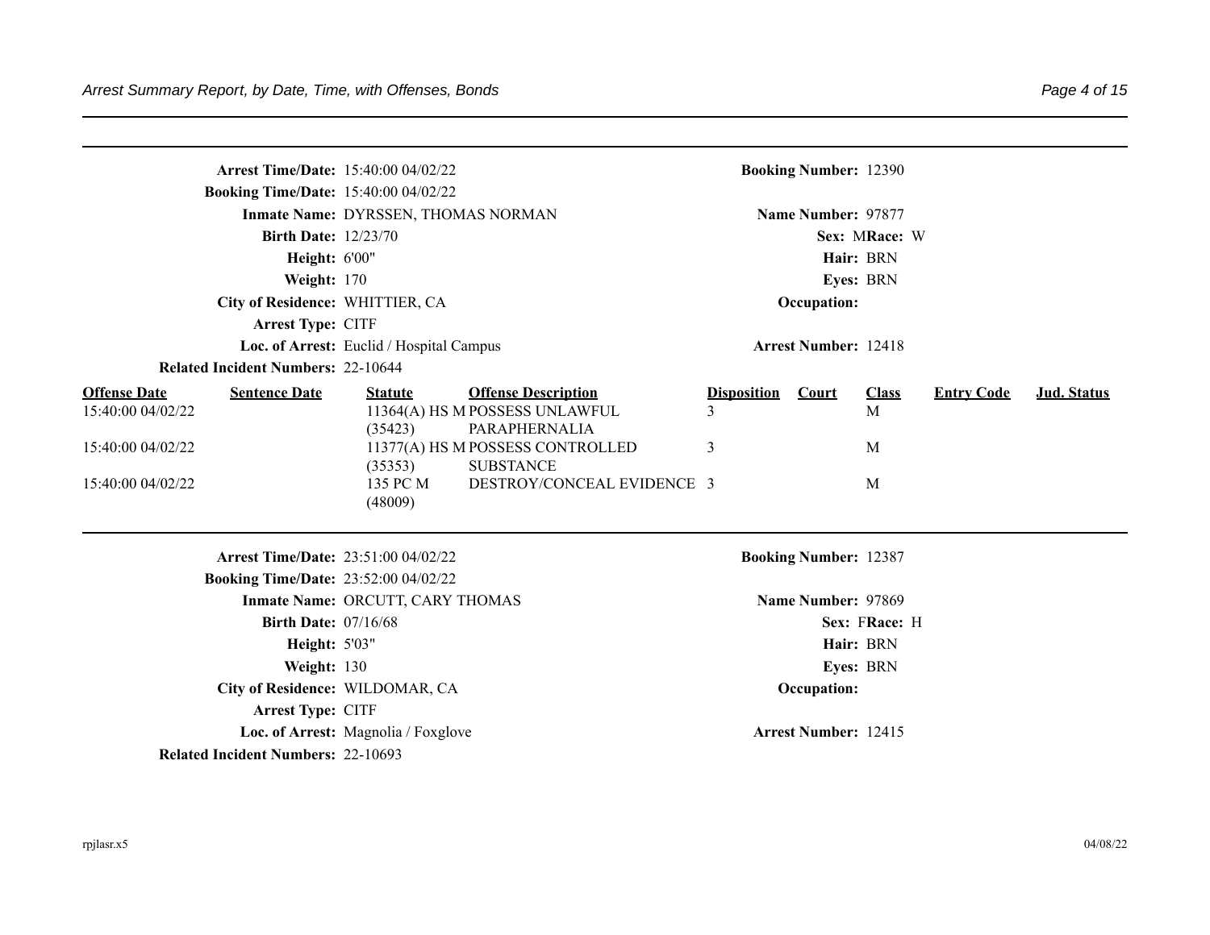**Arrest Time/Date:** 15:40:00 04/02/22
**Booking Time/Date:** 15:40:00 04/02/22
**Inmate Name:** DYRSSEN, THOMAS NORMAN
**Birth Date:** 12/23/70
**Height:** 6'00"
**Weight:** 170
**City of Residence:** WHITTIER, CA
**Arrest Type:** CITF
**Loc. of Arrest:** Euclid / Hospital Campus
**Related Incident Numbers:** 22-10644

**Booking Number:** 12390
**Name Number:** 97877
**Sex:** M **Race:** W
**Hair:** BRN
**Eyes:** BRN
**Occupation:**
**Arrest Number:** 12418

| Offense Date | Sentence Date | Statute | Offense Description | Disposition | Court | Class | Entry Code | Jud. Status |
|---|---|---|---|---|---|---|---|---|
| 15:40:00 04/02/22 | | 11364(A) HS M (35423) | POSSESS UNLAWFUL PARAPHERNALIA | 3 | | M | | |
| 15:40:00 04/02/22 | | 11377(A) HS M (35353) | POSSESS CONTROLLED SUBSTANCE | 3 | | M | | |
| 15:40:00 04/02/22 | | 135 PC M (48009) | DESTROY/CONCEAL EVIDENCE | 3 | | M | | |

---

**Arrest Time/Date:** 23:51:00 04/02/22
**Booking Time/Date:** 23:52:00 04/02/22
**Inmate Name:** ORCUTT, CARY THOMAS
**Birth Date:** 07/16/68
**Height:** 5'03"
**Weight:** 130
**City of Residence:** WILDOMAR, CA
**Arrest Type:** CITF
**Loc. of Arrest:** Magnolia / Foxglove
**Related Incident Numbers:** 22-10693

**Booking Number:** 12387
**Name Number:** 97869
**Sex:** F **Race:** H
**Hair:** BRN
**Eyes:** BRN
**Occupation:**
**Arrest Number:** 12415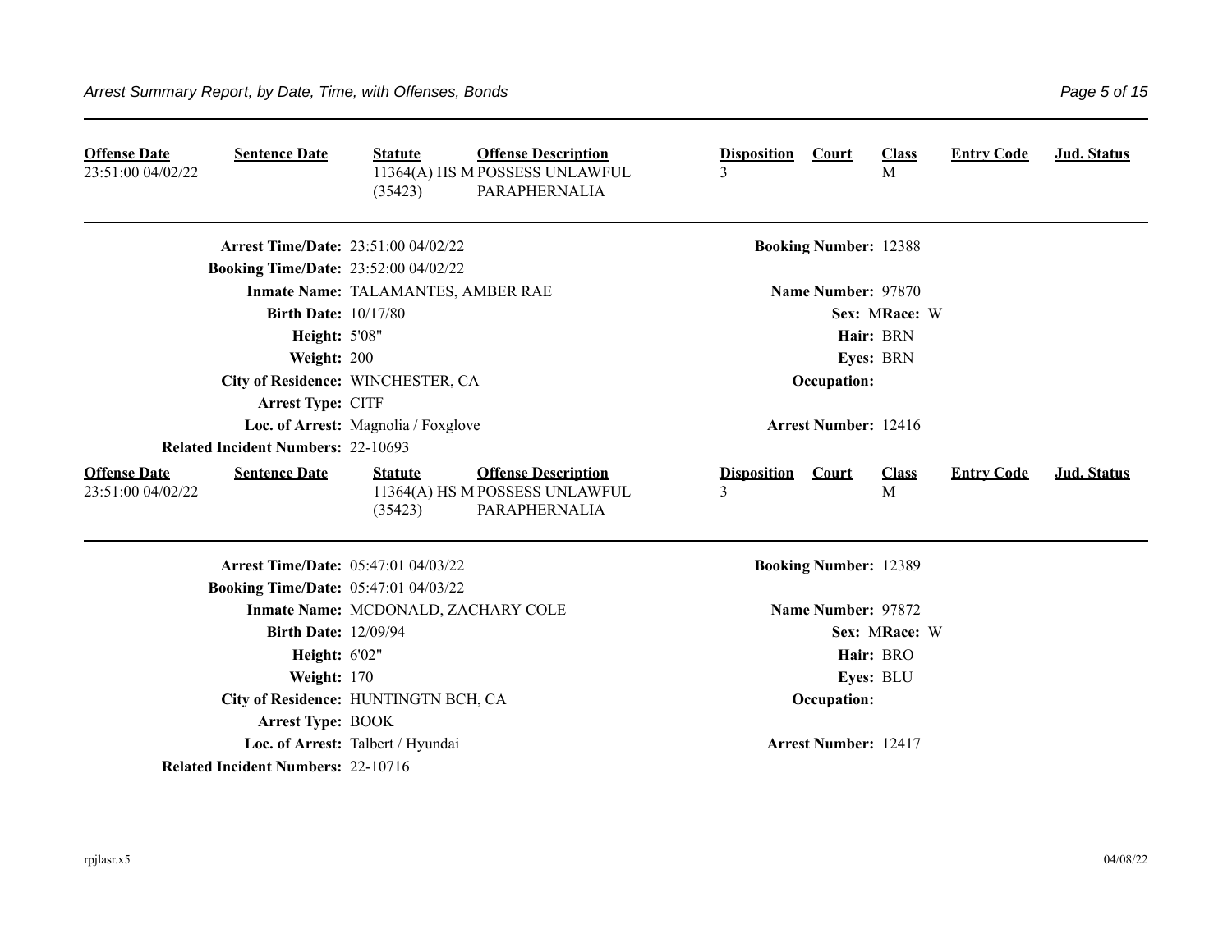| Offense Date | Sentence Date | Statute | Offense Description | Disposition | Court | Class | Entry Code | Jud. Status |
|---|---|---|---|---|---|---|---|---|
| 23:51:00 04/02/22 | | 11364(A) HS M (35423) | POSSESS UNLAWFUL PARAPHERNALIA | 3 | | M | | |

---

**Arrest Time/Date:** 23:51:00 04/02/22  
**Booking Number:** 12388  
**Booking Time/Date:** 23:52:00 04/02/22  
**Inmate Name:** TALAMANTES, AMBER RAE  
**Name Number:** 97870  
**Birth Date:** 10/17/80  
**Sex:** M **Race:** W  
**Height:** 5'08"  
**Hair:** BRN  
**Weight:** 200  
**Eyes:** BRN  
**City of Residence:** WINCHESTER, CA  
**Occupation:**  
**Arrest Type:** CITF  
**Loc. of Arrest:** Magnolia / Foxglove  
**Arrest Number:** 12416  
**Related Incident Numbers:** 22-10693

| Offense Date | Sentence Date | Statute | Offense Description | Disposition | Court | Class | Entry Code | Jud. Status |
|---|---|---|---|---|---|---|---|---|
| 23:51:00 04/02/22 | | 11364(A) HS M (35423) | POSSESS UNLAWFUL PARAPHERNALIA | 3 | | M | | |

---

**Arrest Time/Date:** 05:47:01 04/03/22  
**Booking Number:** 12389  
**Booking Time/Date:** 05:47:01 04/03/22  
**Inmate Name:** MCDONALD, ZACHARY COLE  
**Name Number:** 97872  
**Birth Date:** 12/09/94  
**Sex:** M **Race:** W  
**Height:** 6'02"  
**Hair:** BRO  
**Weight:** 170  
**Eyes:** BLU  
**City of Residence:** HUNTINGTN BCH, CA  
**Occupation:**  
**Arrest Type:** BOOK  
**Loc. of Arrest:** Talbert / Hyundai  
**Arrest Number:** 12417  
**Related Incident Numbers:** 22-10716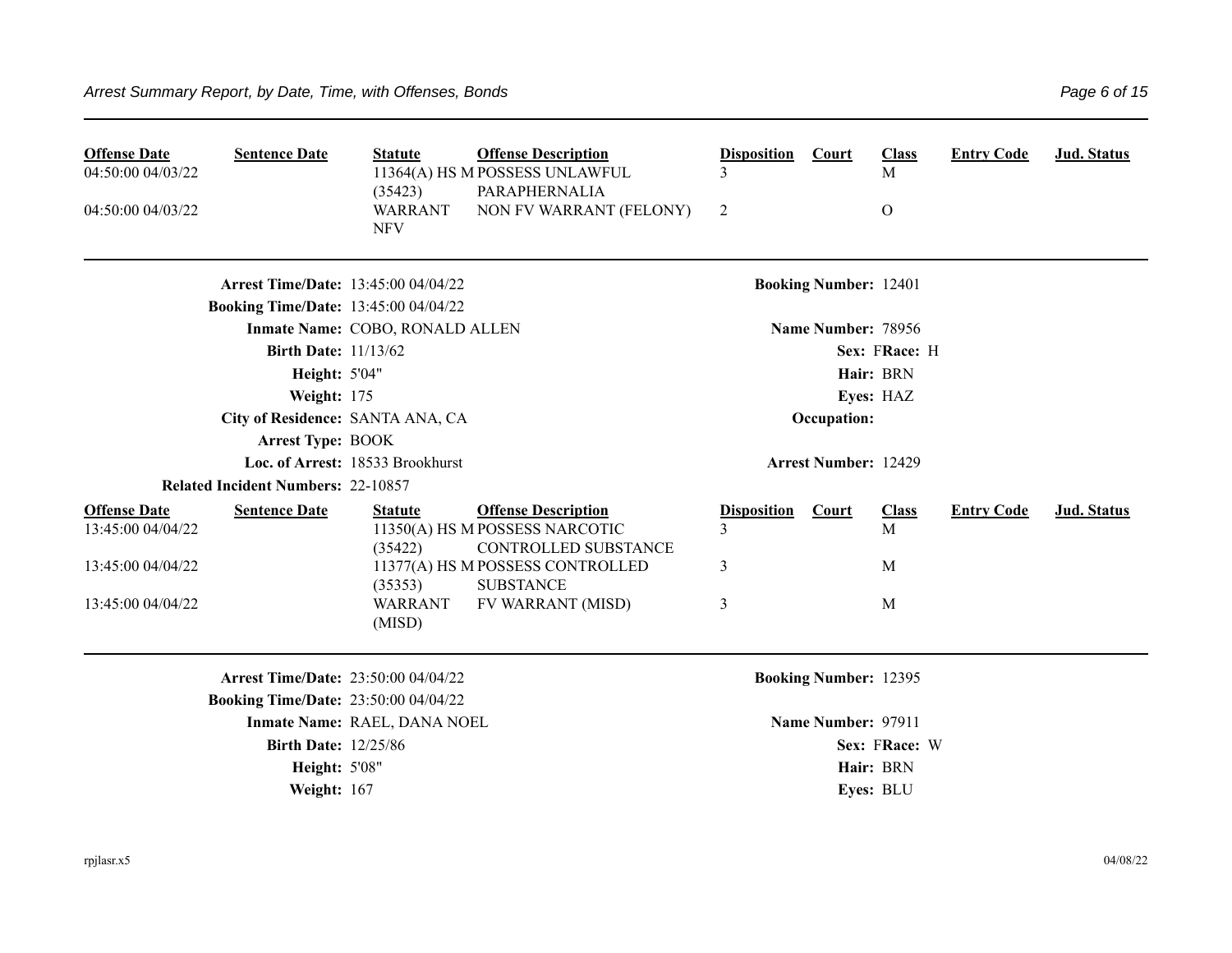| Offense Date | Sentence Date | Statute | Offense Description | Disposition | Court | Class | Entry Code | Jud. Status |
|---|---|---|---|---|---|---|---|---|
| 04:50:00 04/03/22 | | 11364(A) HS M (35423) | POSSESS UNLAWFUL PARAPHERNALIA | 3 | | M | | |
| 04:50:00 04/03/22 | | WARRANT NFV | NON FV WARRANT (FELONY) | 2 | | O | | |

**Arrest Time/Date:** 13:45:00 04/04/22 **Booking Number:** 12401

**Booking Time/Date:** 13:45:00 04/04/22

**Inmate Name:** COBO, RONALD ALLEN **Name Number:** 78956

**Birth Date:** 11/13/62 **Sex:** F **Race:** H

**Height:** 5'04" **Hair:** BRN

**Weight:** 175 **Eyes:** HAZ

**City of Residence:** SANTA ANA, CA **Occupation:**

**Arrest Type:** BOOK

**Loc. of Arrest:** 18533 Brookhurst **Arrest Number:** 12429

**Related Incident Numbers:** 22-10857

| Offense Date | Sentence Date | Statute | Offense Description | Disposition | Court | Class | Entry Code | Jud. Status |
|---|---|---|---|---|---|---|---|---|
| 13:45:00 04/04/22 | | 11350(A) HS M (35422) | POSSESS NARCOTIC CONTROLLED SUBSTANCE | 3 | | M | | |
| 13:45:00 04/04/22 | | 11377(A) HS M (35353) | POSSESS CONTROLLED SUBSTANCE | 3 | | M | | |
| 13:45:00 04/04/22 | | WARRANT (MISD) | FV WARRANT (MISD) | 3 | | M | | |

**Arrest Time/Date:** 23:50:00 04/04/22 **Booking Number:** 12395

**Booking Time/Date:** 23:50:00 04/04/22

**Inmate Name:** RAEL, DANA NOEL **Name Number:** 97911

**Birth Date:** 12/25/86 **Sex:** F **Race:** W

**Height:** 5'08" **Hair:** BRN

**Weight:** 167 **Eyes:** BLU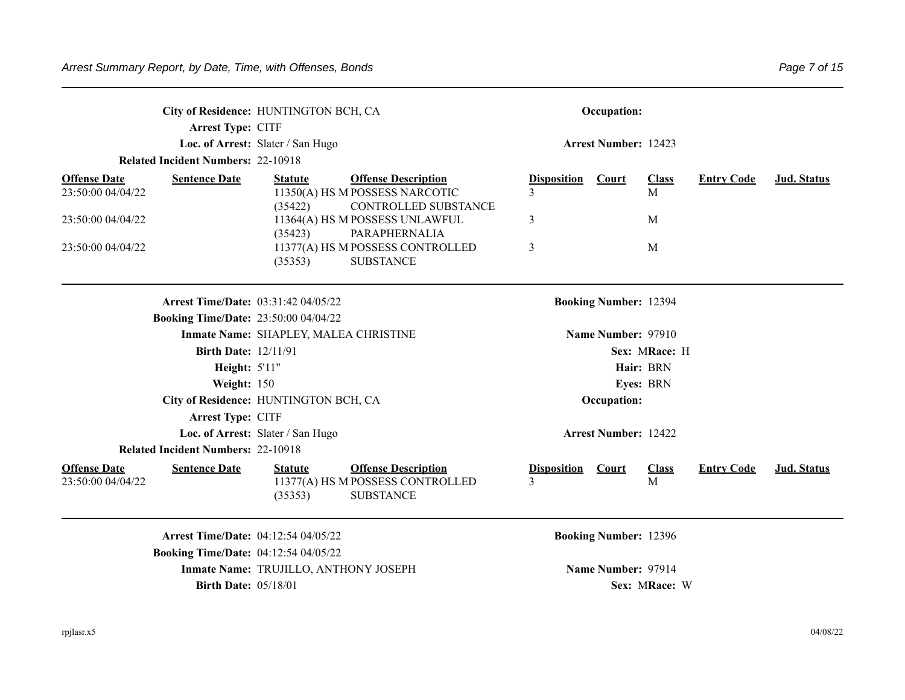City of Residence: HUNTINGTON BCH, CA | Occupation:
Arrest Type: CITF
Loc. of Arrest: Slater / San Hugo | Arrest Number: 12423
Related Incident Numbers: 22-10918

| Offense Date | Sentence Date | Statute | Offense Description | Disposition | Court | Class | Entry Code | Jud. Status |
|---|---|---|---|---|---|---|---|---|
| 23:50:00 04/04/22 | | 11350(A) HS M (35422) | POSSESS NARCOTIC CONTROLLED SUBSTANCE | 3 | | M | | |
| 23:50:00 04/04/22 | | 11364(A) HS M (35423) | POSSESS UNLAWFUL PARAPHERNALIA | 3 | | M | | |
| 23:50:00 04/04/22 | | 11377(A) HS M (35353) | POSSESS CONTROLLED SUBSTANCE | 3 | | M | | |

---

**Arrest Time/Date:** 03:31:42 04/05/22 | **Booking Number:** 12394
**Booking Time/Date:** 23:50:00 04/04/22
**Inmate Name:** SHAPLEY, MALEA CHRISTINE | **Name Number:** 97910
**Birth Date:** 12/11/91 | **Sex:** M **Race:** H
**Height:** 5'11" | **Hair:** BRN
**Weight:** 150 | **Eyes:** BRN
**City of Residence:** HUNTINGTON BCH, CA | **Occupation:**
**Arrest Type:** CITF
**Loc. of Arrest:** Slater / San Hugo | **Arrest Number:** 12422
**Related Incident Numbers:** 22-10918

| Offense Date | Sentence Date | Statute | Offense Description | Disposition | Court | Class | Entry Code | Jud. Status |
|---|---|---|---|---|---|---|---|---|
| 23:50:00 04/04/22 | | 11377(A) HS M (35353) | POSSESS CONTROLLED SUBSTANCE | 3 | | M | | |

---

**Arrest Time/Date:** 04:12:54 04/05/22 | **Booking Number:** 12396
**Booking Time/Date:** 04:12:54 04/05/22
**Inmate Name:** TRUJILLO, ANTHONY JOSEPH | **Name Number:** 97914
**Birth Date:** 05/18/01 | **Sex:** M **Race:** W

rpjlasr.x5 04/08/22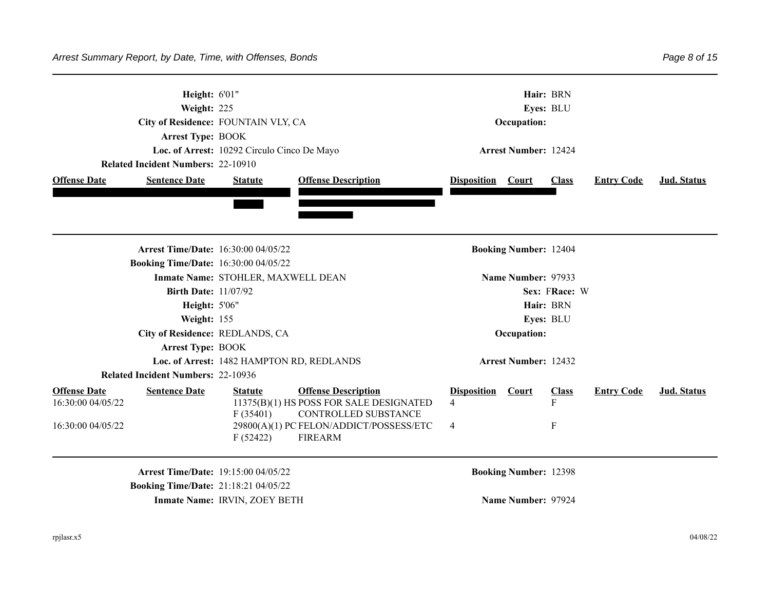**Height:** 6'01" **Hair:** BRN
**Weight:** 225 **Eyes:** BLU
**City of Residence:** FOUNTAIN VLY, CA **Occupation:**
**Arrest Type:** BOOK
**Loc. of Arrest:** 10292 Circulo Cinco De Mayo **Arrest Number:** 12424
**Related Incident Numbers:** 22-10910

| Offense Date | Sentence Date | Statute | Offense Description | Disposition | Court | Class | Entry Code | Jud. Status |
|---|---|---|---|---|---|---|---|---|
| [REDACTED] | [REDACTED] | [REDACTED] | [REDACTED] | [REDACTED] | [REDACTED] | | | |

---

**Arrest Time/Date:** 16:30:00 04/05/22 **Booking Number:** 12404
**Booking Time/Date:** 16:30:00 04/05/22
**Inmate Name:** STOHLER, MAXWELL DEAN **Name Number:** 97933
**Birth Date:** 11/07/92 **Sex:** F **Race:** W
**Height:** 5'06" **Hair:** BRN
**Weight:** 155 **Eyes:** BLU
**City of Residence:** REDLANDS, CA **Occupation:**
**Arrest Type:** BOOK
**Loc. of Arrest:** 1482 HAMPTON RD, REDLANDS **Arrest Number:** 12432
**Related Incident Numbers:** 22-10936

| Offense Date | Sentence Date | Statute | Offense Description | Disposition | Court | Class | Entry Code | Jud. Status |
|---|---|---|---|---|---|---|---|---|
| 16:30:00 04/05/22 | | 11375(B)(1) HS F (35401) | POSS FOR SALE DESIGNATED CONTROLLED SUBSTANCE | 4 | | F | | |
| 16:30:00 04/05/22 | | 29800(A)(1) PC F (52422) | FELON/ADDICT/POSSESS/ETC FIREARM | 4 | | F | | |

---

**Arrest Time/Date:** 19:15:00 04/05/22 **Booking Number:** 12398
**Booking Time/Date:** 21:18:21 04/05/22
**Inmate Name:** IRVIN, ZOEY BETH **Name Number:** 97924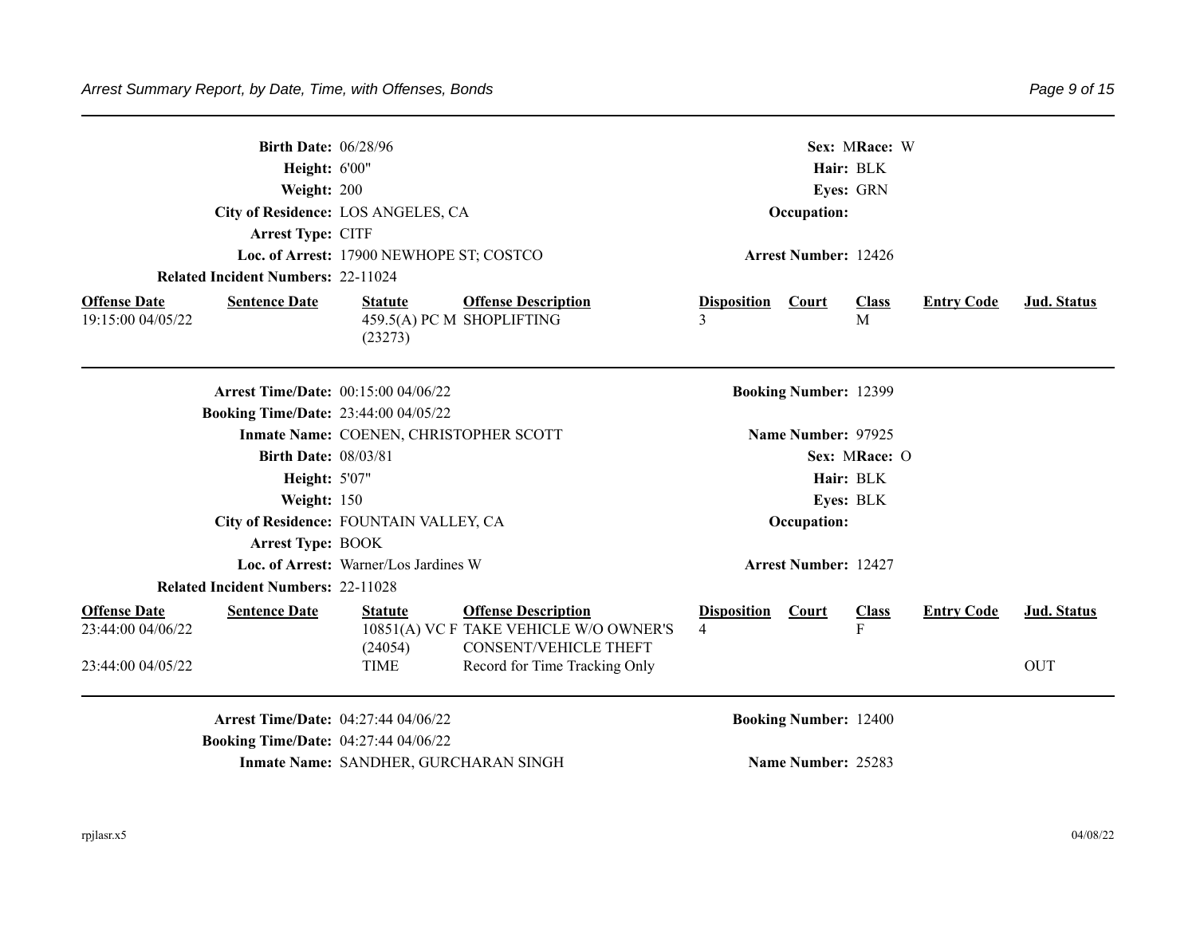**Birth Date:** 06/28/96 **Sex:** M **Race:** W
**Height:** 6'00" **Hair:** BLK
**Weight:** 200 **Eyes:** GRN
**City of Residence:** LOS ANGELES, CA **Occupation:**
**Arrest Type:** CITF
**Loc. of Arrest:** 17900 NEWHOPE ST; COSTCO **Arrest Number:** 12426
**Related Incident Numbers:** 22-11024

| Offense Date | Sentence Date | Statute | Offense Description | Disposition | Court | Class | Entry Code | Jud. Status |
|---|---|---|---|---|---|---|---|---|
| 19:15:00 04/05/22 | | 459.5(A) PC M (23273) | SHOPLIFTING | 3 | | M | | |

---

**Arrest Time/Date:** 00:15:00 04/06/22 **Booking Number:** 12399
**Booking Time/Date:** 23:44:00 04/05/22
**Inmate Name:** COENEN, CHRISTOPHER SCOTT **Name Number:** 97925
**Birth Date:** 08/03/81 **Sex:** M **Race:** O
**Height:** 5'07" **Hair:** BLK
**Weight:** 150 **Eyes:** BLK
**City of Residence:** FOUNTAIN VALLEY, CA **Occupation:**
**Arrest Type:** BOOK
**Loc. of Arrest:** Warner/Los Jardines W **Arrest Number:** 12427
**Related Incident Numbers:** 22-11028

| Offense Date | Sentence Date | Statute | Offense Description | Disposition | Court | Class | Entry Code | Jud. Status |
|---|---|---|---|---|---|---|---|---|
| 23:44:00 04/06/22 | | 10851(A) VC F (24054) | TAKE VEHICLE W/O OWNER'S CONSENT/VEHICLE THEFT | 4 | | F | | |
| 23:44:00 04/05/22 | | TIME | Record for Time Tracking Only | | | | | OUT |

---

**Arrest Time/Date:** 04:27:44 04/06/22 **Booking Number:** 12400
**Booking Time/Date:** 04:27:44 04/06/22
**Inmate Name:** SANDHER, GURCHARAN SINGH **Name Number:** 25283

rpjlasr.x5 04/08/22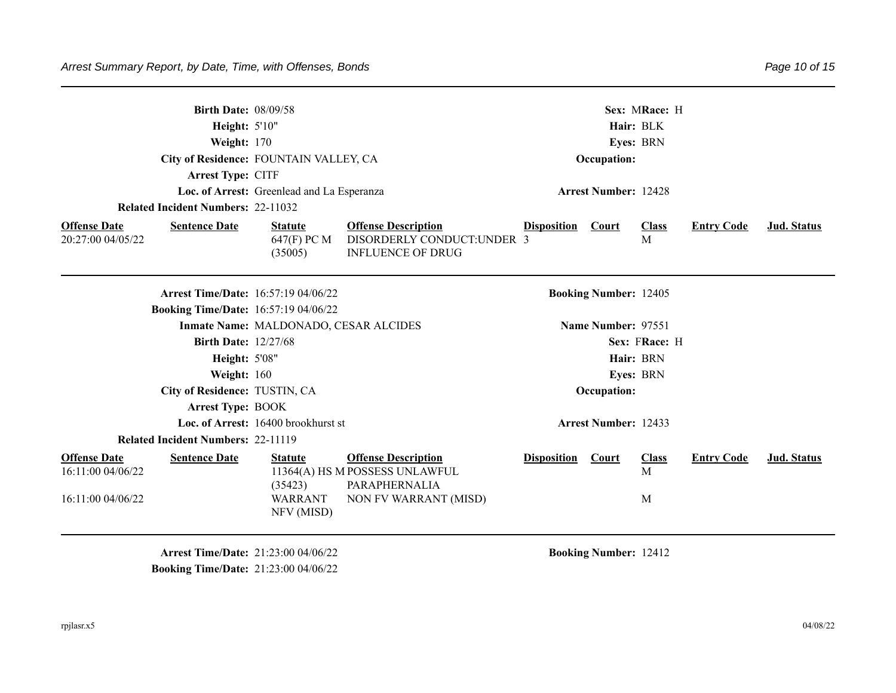**Birth Date:** 08/09/58 **Sex:** M **Race:** H

**Height:** 5'10" **Hair:** BLK

**Weight:** 170 **Eyes:** BRN

**City of Residence:** FOUNTAIN VALLEY, CA **Occupation:**

**Arrest Type:** CITF

**Loc. of Arrest:** Greenlead and La Esperanza **Arrest Number:** 12428

**Related Incident Numbers:** 22-11032

| Offense Date | Sentence Date | Statute | Offense Description | Disposition | Court | Class | Entry Code | Jud. Status |
|---|---|---|---|---|---|---|---|---|
| 20:27:00 04/05/22 | | 647(F) PC M (35005) | DISORDERLY CONDUCT:UNDER INFLUENCE OF DRUG | 3 | | M | | |

---

**Arrest Time/Date:** 16:57:19 04/06/22 **Booking Number:** 12405

**Booking Time/Date:** 16:57:19 04/06/22

**Inmate Name:** MALDONADO, CESAR ALCIDES **Name Number:** 97551

**Birth Date:** 12/27/68 **Sex:** F **Race:** H

**Height:** 5'08" **Hair:** BRN

**Weight:** 160 **Eyes:** BRN

**City of Residence:** TUSTIN, CA **Occupation:**

**Arrest Type:** BOOK

**Loc. of Arrest:** 16400 brookhurst st **Arrest Number:** 12433

**Related Incident Numbers:** 22-11119

| Offense Date | Sentence Date | Statute | Offense Description | Disposition | Court | Class | Entry Code | Jud. Status |
|---|---|---|---|---|---|---|---|---|
| 16:11:00 04/06/22 | | 11364(A) HS M (35423) | POSSESS UNLAWFUL PARAPHERNALIA | | | M | | |
| 16:11:00 04/06/22 | | WARRANT NFV (MISD) | NON FV WARRANT (MISD) | | | M | | |

---

**Arrest Time/Date:** 21:23:00 04/06/22 **Booking Number:** 12412

**Booking Time/Date:** 21:23:00 04/06/22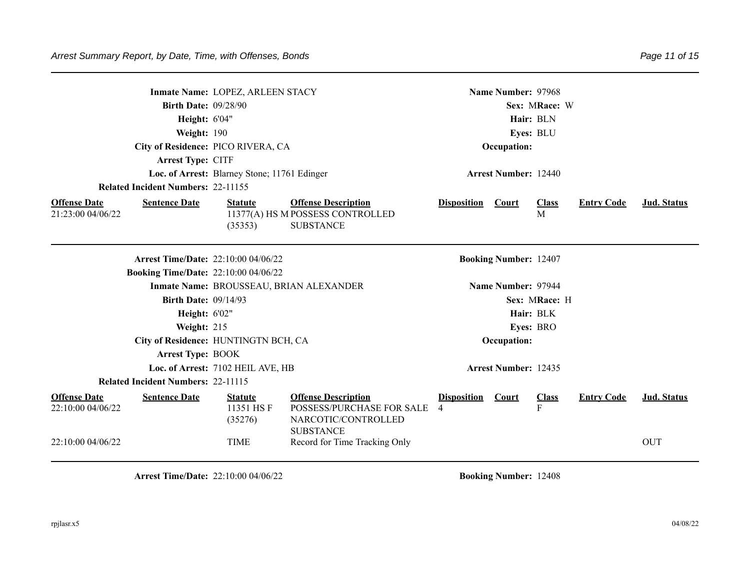**Inmate Name:** LOPEZ, ARLEEN STACY
**Name Number:** 97968
**Birth Date:** 09/28/90
**Sex:** M **Race:** W
**Height:** 6'04"
**Hair:** BLN
**Weight:** 190
**Eyes:** BLU
**City of Residence:** PICO RIVERA, CA
**Occupation:**
**Arrest Type:** CITF
**Loc. of Arrest:** Blarney Stone; 11761 Edinger
**Arrest Number:** 12440
**Related Incident Numbers:** 22-11155

| Offense Date | Sentence Date | Statute | Offense Description | Disposition | Court | Class | Entry Code | Jud. Status |
|---|---|---|---|---|---|---|---|---|
| 21:23:00 04/06/22 | | 11377(A) HS M (35353) | POSSESS CONTROLLED SUBSTANCE | | | M | | |

---

**Arrest Time/Date:** 22:10:00 04/06/22
**Booking Number:** 12407
**Booking Time/Date:** 22:10:00 04/06/22
**Inmate Name:** BROUSSEAU, BRIAN ALEXANDER
**Name Number:** 97944
**Birth Date:** 09/14/93
**Sex:** M **Race:** H
**Height:** 6'02"
**Hair:** BLK
**Weight:** 215
**Eyes:** BRO
**City of Residence:** HUNTINGTN BCH, CA
**Occupation:**
**Arrest Type:** BOOK
**Loc. of Arrest:** 7102 HEIL AVE, HB
**Arrest Number:** 12435
**Related Incident Numbers:** 22-11115

| Offense Date | Sentence Date | Statute | Offense Description | Disposition | Court | Class | Entry Code | Jud. Status |
|---|---|---|---|---|---|---|---|---|
| 22:10:00 04/06/22 | | 11351 HS F (35276) | POSSESS/PURCHASE FOR SALE NARCOTIC/CONTROLLED SUBSTANCE | 4 | | F | | |
| 22:10:00 04/06/22 | | TIME | Record for Time Tracking Only | | | | | OUT |

---

**Arrest Time/Date:** 22:10:00 04/06/22
**Booking Number:** 12408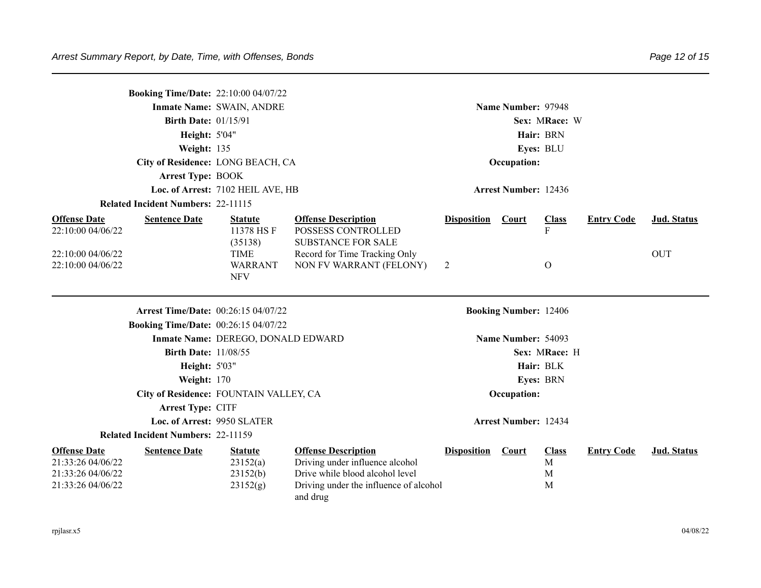**Booking Time/Date:** 22:10:00 04/07/22

**Inmate Name:** SWAIN, ANDRE | **Name Number:** 97948

**Birth Date:** 01/15/91 | **Sex:** M **Race:** W

**Height:** 5'04" | **Hair:** BRN

**Weight:** 135 | **Eyes:** BLU

**City of Residence:** LONG BEACH, CA | **Occupation:**

**Arrest Type:** BOOK

**Loc. of Arrest:** 7102 HEIL AVE, HB | **Arrest Number:** 12436

**Related Incident Numbers:** 22-11115

| Offense Date | Sentence Date | Statute | Offense Description | Disposition | Court | Class | Entry Code | Jud. Status |
|---|---|---|---|---|---|---|---|---|
| 22:10:00 04/06/22 | | 11378 HS F (35138) | POSSESS CONTROLLED SUBSTANCE FOR SALE | | | F | | |
| 22:10:00 04/06/22 | | TIME | Record for Time Tracking Only | | | | | OUT |
| 22:10:00 04/06/22 | | WARRANT NFV | NON FV WARRANT (FELONY) | 2 | | O | | |

---

**Arrest Time/Date:** 00:26:15 04/07/22 | **Booking Number:** 12406

**Booking Time/Date:** 00:26:15 04/07/22

**Inmate Name:** DEREGO, DONALD EDWARD | **Name Number:** 54093

**Birth Date:** 11/08/55 | **Sex:** M **Race:** H

**Height:** 5'03" | **Hair:** BLK

**Weight:** 170 | **Eyes:** BRN

**City of Residence:** FOUNTAIN VALLEY, CA | **Occupation:**

**Arrest Type:** CITF

**Loc. of Arrest:** 9950 SLATER | **Arrest Number:** 12434

**Related Incident Numbers:** 22-11159

| Offense Date | Sentence Date | Statute | Offense Description | Disposition | Court | Class | Entry Code | Jud. Status |
|---|---|---|---|---|---|---|---|---|
| 21:33:26 04/06/22 | | 23152(a) | Driving under influence alcohol | | | M | | |
| 21:33:26 04/06/22 | | 23152(b) | Drive while blood alcohol level | | | M | | |
| 21:33:26 04/06/22 | | 23152(g) | Driving under the influence of alcohol and drug | | | M | | |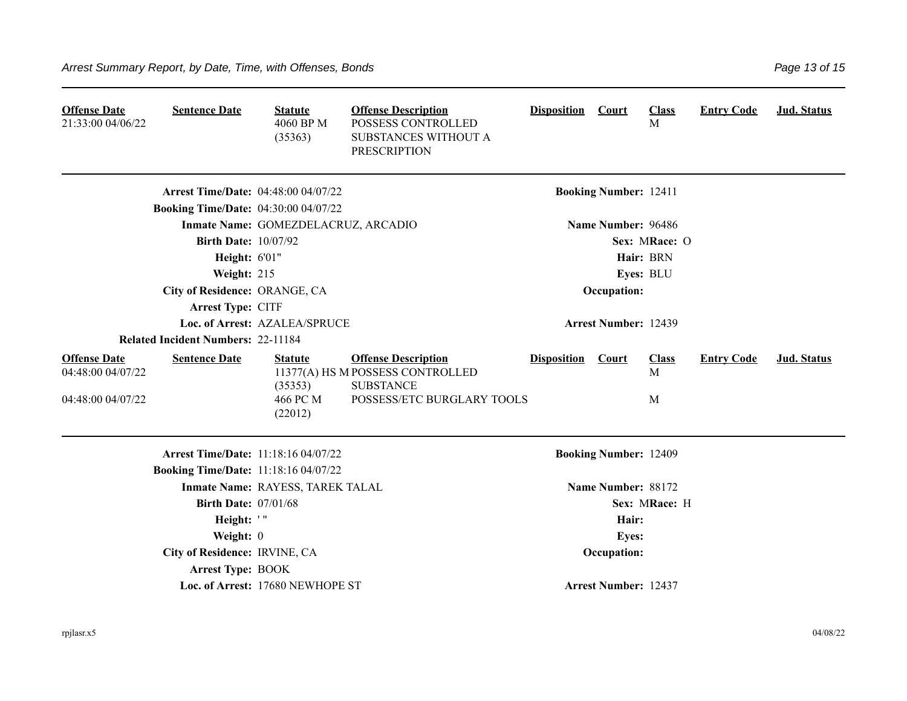| Offense Date | Sentence Date | Statute | Offense Description | Disposition | Court | Class | Entry Code | Jud. Status |
|---|---|---|---|---|---|---|---|---|
| 21:33:00 04/06/22 | | 4060 BP M (35363) | POSSESS CONTROLLED SUBSTANCES WITHOUT A PRESCRIPTION | | | M | | |

---

**Arrest Time/Date:** 04:48:00 04/07/22 **Booking Number:** 12411

**Booking Time/Date:** 04:30:00 04/07/22

**Inmate Name:** GOMEZDELACRUZ, ARCADIO **Name Number:** 96486

**Birth Date:** 10/07/92 **Sex:** M **Race:** O

**Height:** 6'01" **Hair:** BRN

**Weight:** 215 **Eyes:** BLU

**City of Residence:** ORANGE, CA **Occupation:**

**Arrest Type:** CITF

**Loc. of Arrest:** AZALEA/SPRUCE **Arrest Number:** 12439

**Related Incident Numbers:** 22-11184

| Offense Date | Sentence Date | Statute | Offense Description | Disposition | Court | Class | Entry Code | Jud. Status |
|---|---|---|---|---|---|---|---|---|
| 04:48:00 04/07/22 | | 11377(A) HS M (35353) | POSSESS CONTROLLED SUBSTANCE | | | M | | |
| 04:48:00 04/07/22 | | 466 PC M (22012) | POSSESS/ETC BURGLARY TOOLS | | | M | | |

---

**Arrest Time/Date:** 11:18:16 04/07/22 **Booking Number:** 12409

**Booking Time/Date:** 11:18:16 04/07/22

**Inmate Name:** RAYESS, TAREK TALAL **Name Number:** 88172

**Birth Date:** 07/01/68 **Sex:** M **Race:** H

**Height:** ' " **Hair:**

**Weight:** 0 **Eyes:**

**City of Residence:** IRVINE, CA **Occupation:**

**Arrest Type:** BOOK

**Loc. of Arrest:** 17680 NEWHOPE ST **Arrest Number:** 12437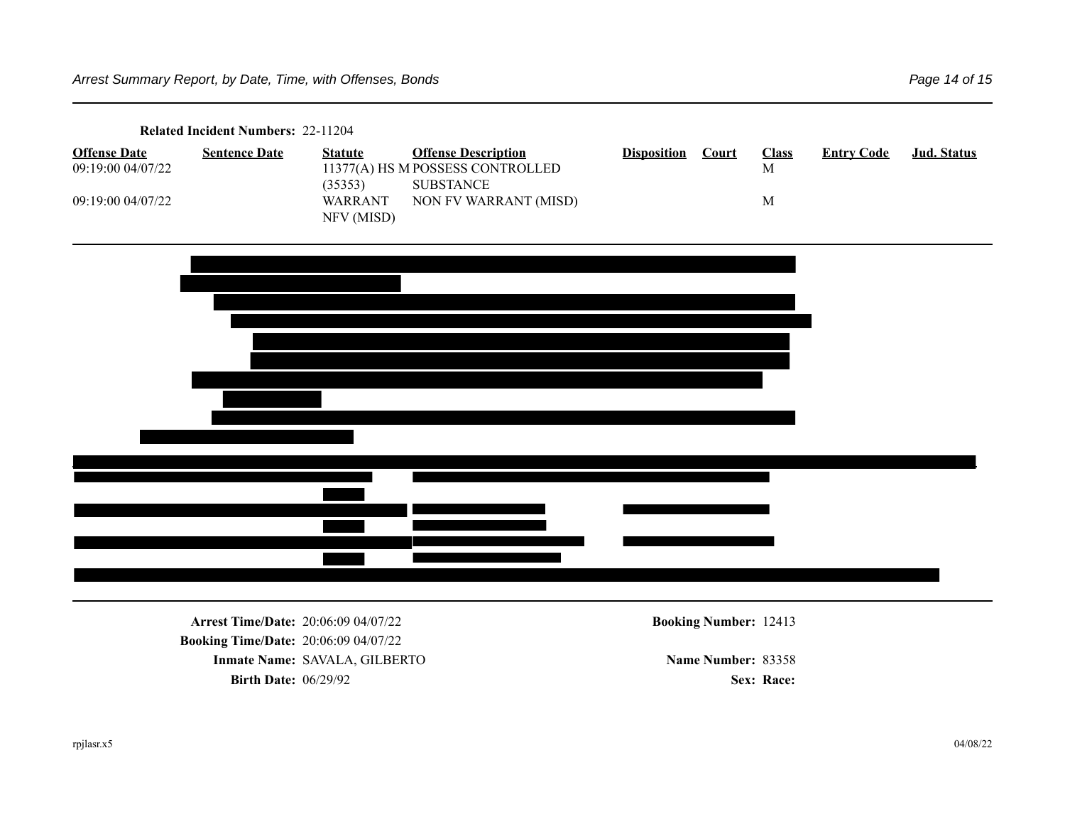**Related Incident Numbers:** 22-11204

| Offense Date | Sentence Date | Statute | Offense Description | Disposition | Court | Class | Entry Code | Jud. Status |
|---|---|---|---|---|---|---|---|---|
| 09:19:00 04/07/22 | | 11377(A) HS M (35353) | POSSESS CONTROLLED SUBSTANCE | | | M | | |
| 09:19:00 04/07/22 | | WARRANT NFV (MISD) | NON FV WARRANT (MISD) | | | M | | |

---

**Arrest Time/Date:** 20:06:09 04/07/22 **Booking Number:** 12413

**Booking Time/Date:** 20:06:09 04/07/22

**Inmate Name:** SAVALA, GILBERTO **Name Number:** 83358

**Birth Date:** 06/29/92 **Sex:** **Race:**

rpjlasr.x5 04/08/22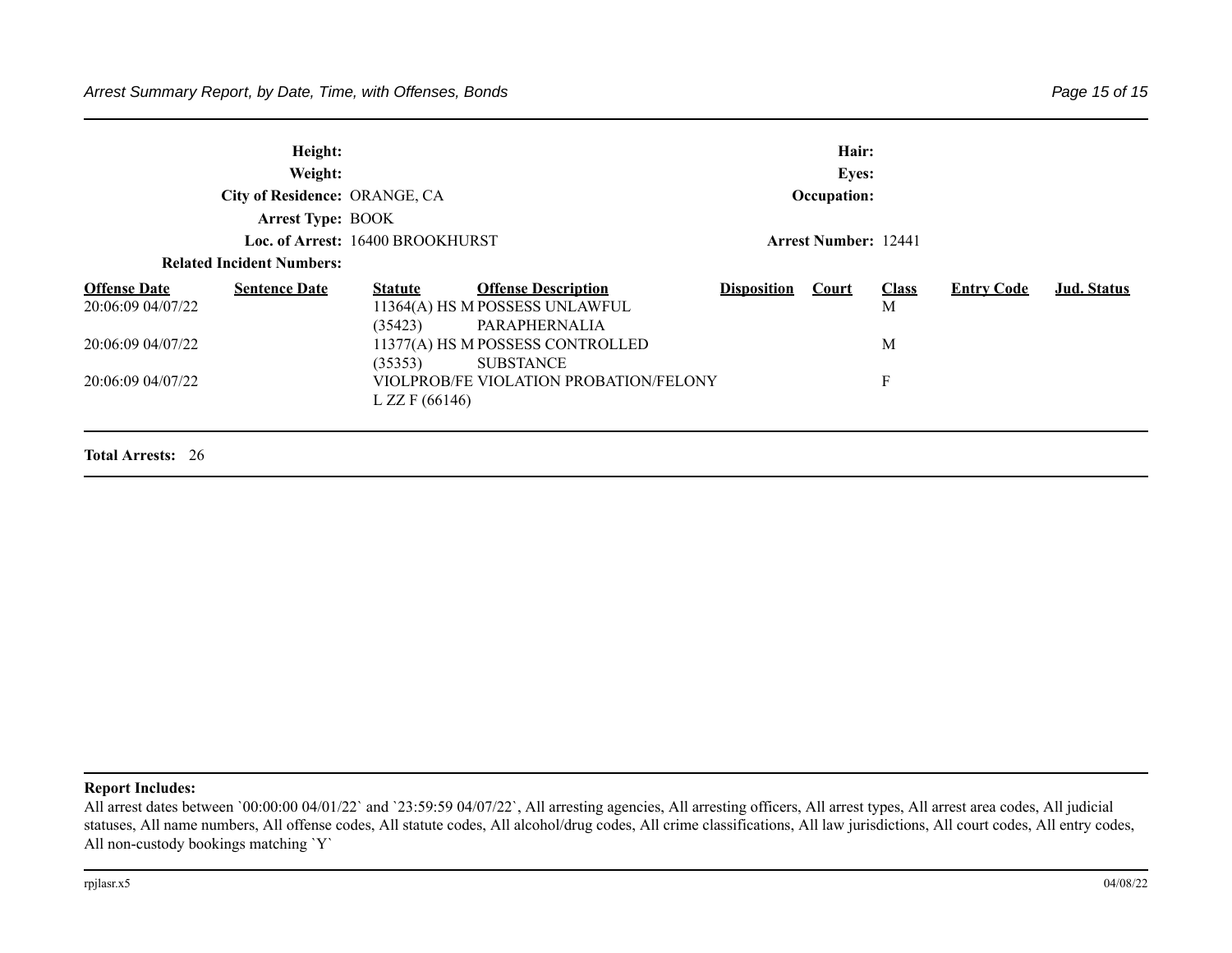| | | | |
|---|---|---|---|
| **Height:** | | **Hair:** | |
| **Weight:** | | **Eyes:** | |
| **City of Residence:** | ORANGE, CA | **Occupation:** | |
| **Arrest Type:** | BOOK | | |
| **Loc. of Arrest:** | 16400 BROOKHURST | **Arrest Number:** | 12441 |
| **Related Incident Numbers:** | | | |

| Offense Date | Sentence Date | Statute | Offense Description | Disposition | Court | Class | Entry Code | Jud. Status |
|---|---|---|---|---|---|---|---|---|
| 20:06:09 04/07/22 | | 11364(A) HS M (35423) | POSSESS UNLAWFUL PARAPHERNALIA | | | M | | |
| 20:06:09 04/07/22 | | 11377(A) HS M (35353) | POSSESS CONTROLLED SUBSTANCE | | | M | | |
| 20:06:09 04/07/22 | | VIOLPROB/FEL ZZ F (66146) | VIOLATION PROBATION/FELONY | | | F | | |

**Total Arrests:** 26

**Report Includes:**

All arrest dates between `00:00:00 04/01/22` and `23:59:59 04/07/22`, All arresting agencies, All arresting officers, All arrest types, All arrest area codes, All judicial statuses, All name numbers, All offense codes, All statute codes, All alcohol/drug codes, All crime classifications, All law jurisdictions, All court codes, All entry codes, All non-custody bookings matching `Y`

rpjlasr.x5 04/08/22